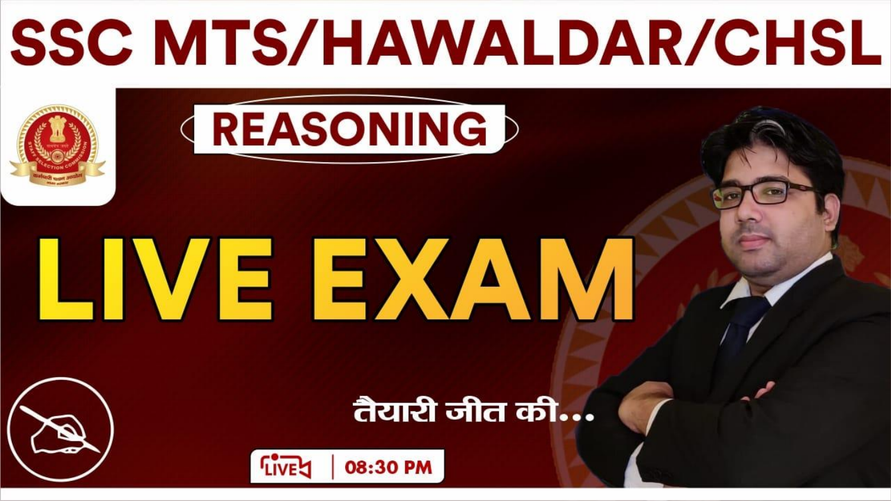# SSC MTS/HAWALDAR/CHSL

## REASONING

# LIVE EXAM

तैयारी जीत की...

LIVE | 08:30 PM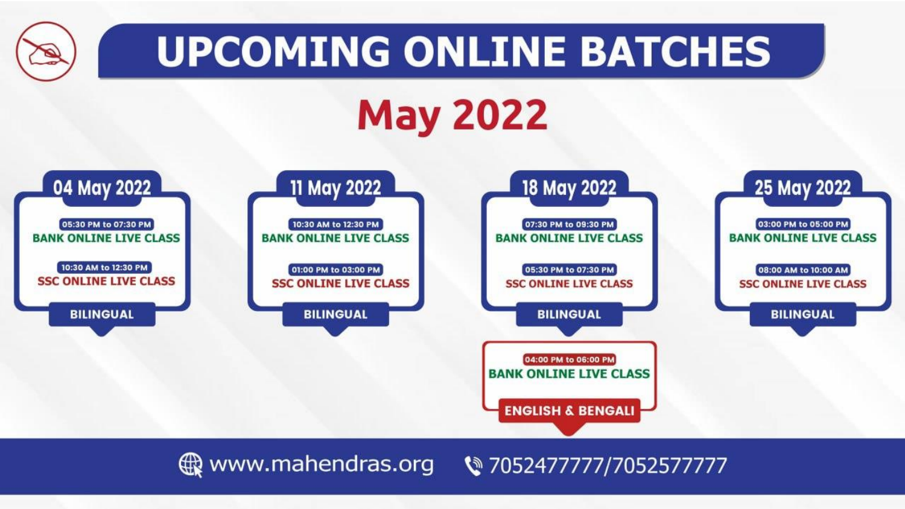# UPCOMING ONLINE BATCHES

## May 2022

### 04 May 2022

- 05:30 PM to 07:30 PM — BANK ONLINE LIVE CLASS
- 10:30 AM to 12:30 PM — SSC ONLINE LIVE CLASS

BILINGUAL

### 11 May 2022

- 10:30 AM to 12:30 PM — BANK ONLINE LIVE CLASS
- 01:00 PM to 03:00 PM — SSC ONLINE LIVE CLASS

BILINGUAL

### 18 May 2022

- 07:30 PM to 09:30 PM — BANK ONLINE LIVE CLASS
- 05:30 PM to 07:30 PM — SSC ONLINE LIVE CLASS

BILINGUAL

- 04:00 PM to 06:00 PM — BANK ONLINE LIVE CLASS

ENGLISH & BENGALI

### 25 May 2022

- 03:00 PM to 05:00 PM — BANK ONLINE LIVE CLASS
- 08:00 AM to 10:00 AM — SSC ONLINE LIVE CLASS

BILINGUAL

www.mahendras.org 7052477777/7052577777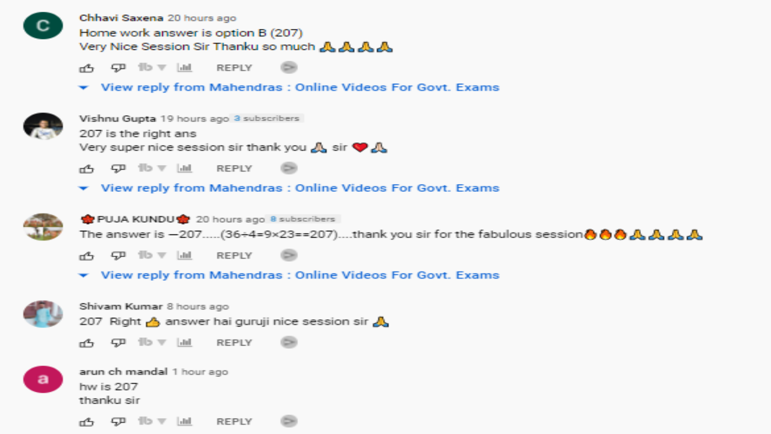**Chhavi Saxena** 20 hours ago

Home work answer is option B (207)
Very Nice Session Sir Thanku so much 🙏🙏🙏🙏

REPLY

View reply from Mahendras : Online Videos For Govt. Exams

**Vishnu Gupta** 19 hours ago 3 subscribers

207 is the right ans
Very super nice session sir thank you 🙏 sir ❤️🙏

REPLY

View reply from Mahendras : Online Videos For Govt. Exams

**🍁PUJA KUNDU🍁** 20 hours ago 8 subscribers

The answer is —207.....(36÷4=9×23==207)....thank you sir for the fabulous session🔥🔥🔥🙏🙏🙏🙏

REPLY

View reply from Mahendras : Online Videos For Govt. Exams

**Shivam Kumar** 8 hours ago

207 Right 👍 answer hai guruji nice session sir 🙏

REPLY

**arun ch mandal** 1 hour ago

hw is 207
thanku sir

REPLY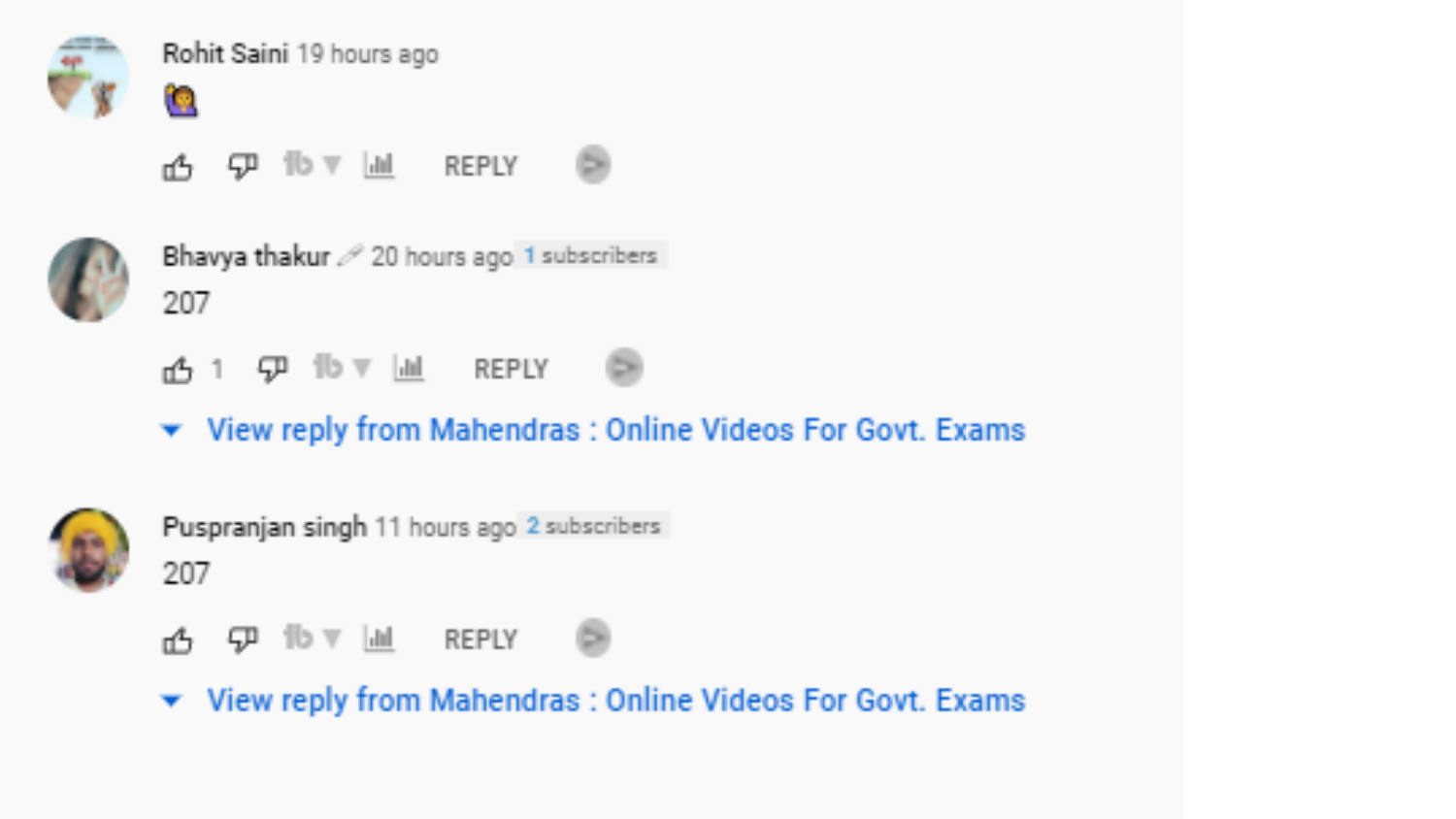Rohit Saini 19 hours ago

🙋

REPLY

Bhavya thakur 20 hours ago 1 subscribers

207

1 REPLY

View reply from Mahendras : Online Videos For Govt. Exams

Puspranjan singh 11 hours ago 2 subscribers

207

REPLY

View reply from Mahendras : Online Videos For Govt. Exams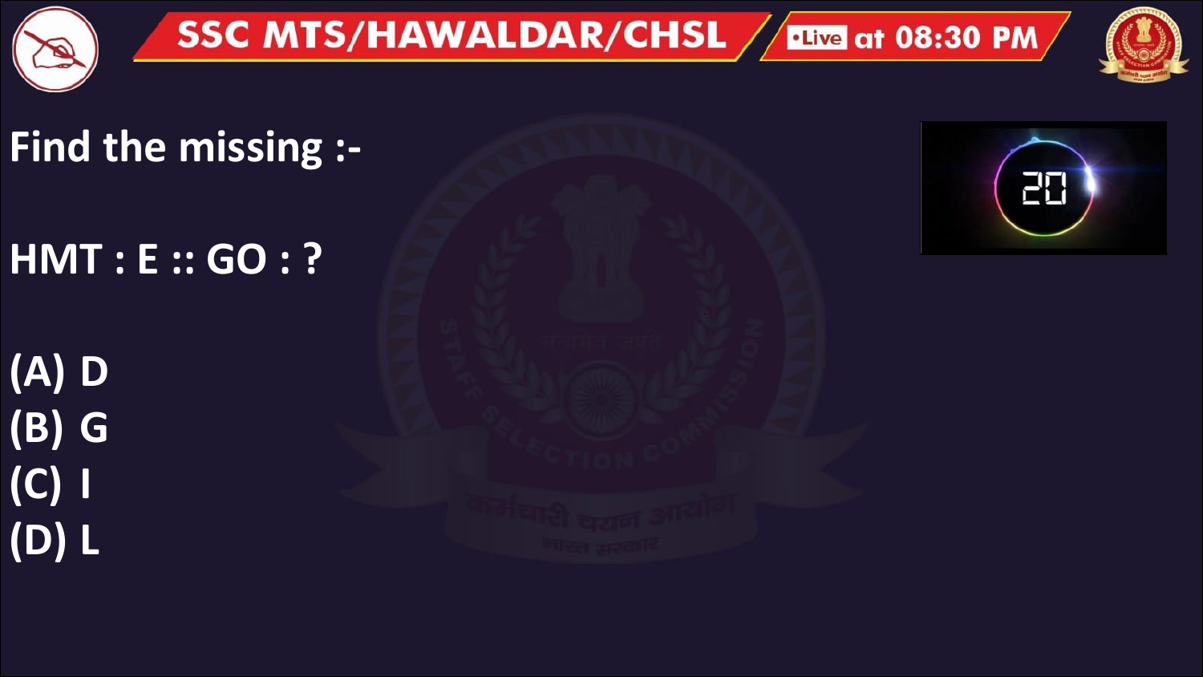Find the missing :-

HMT : E :: GO : ?

(A) D
(B) G
(C) I
(D) L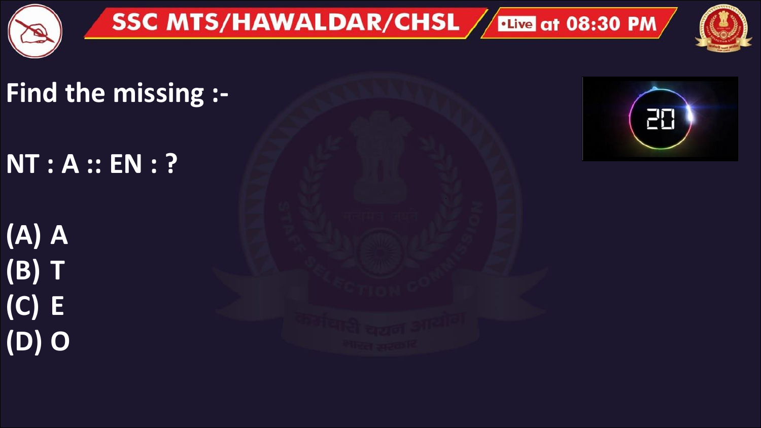Find the missing :-

NT : A :: EN : ?

(A) A
(B) T
(C) E
(D) O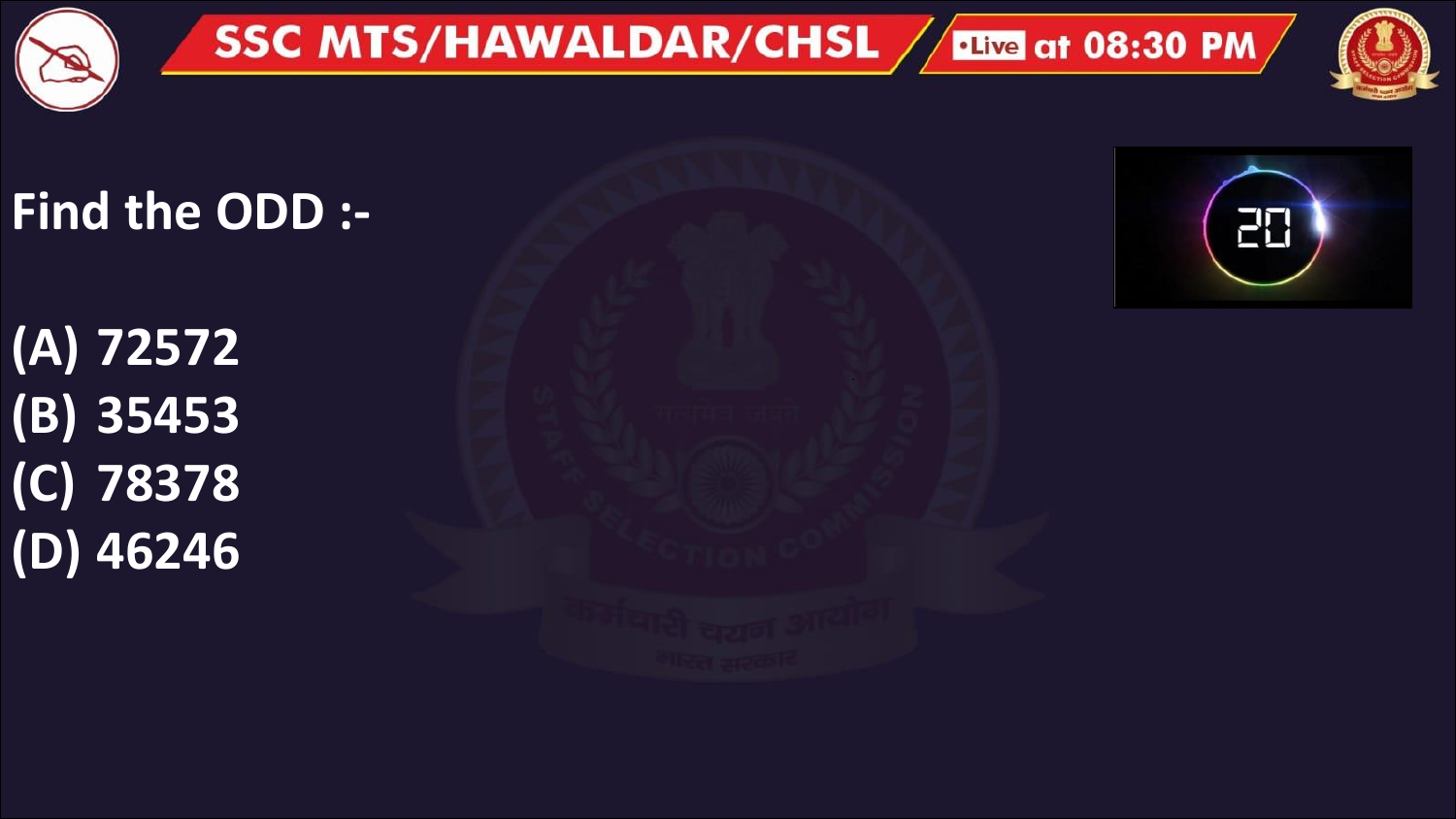Find the ODD :-

(A) 72572
(B) 35453
(C) 78378
(D) 46246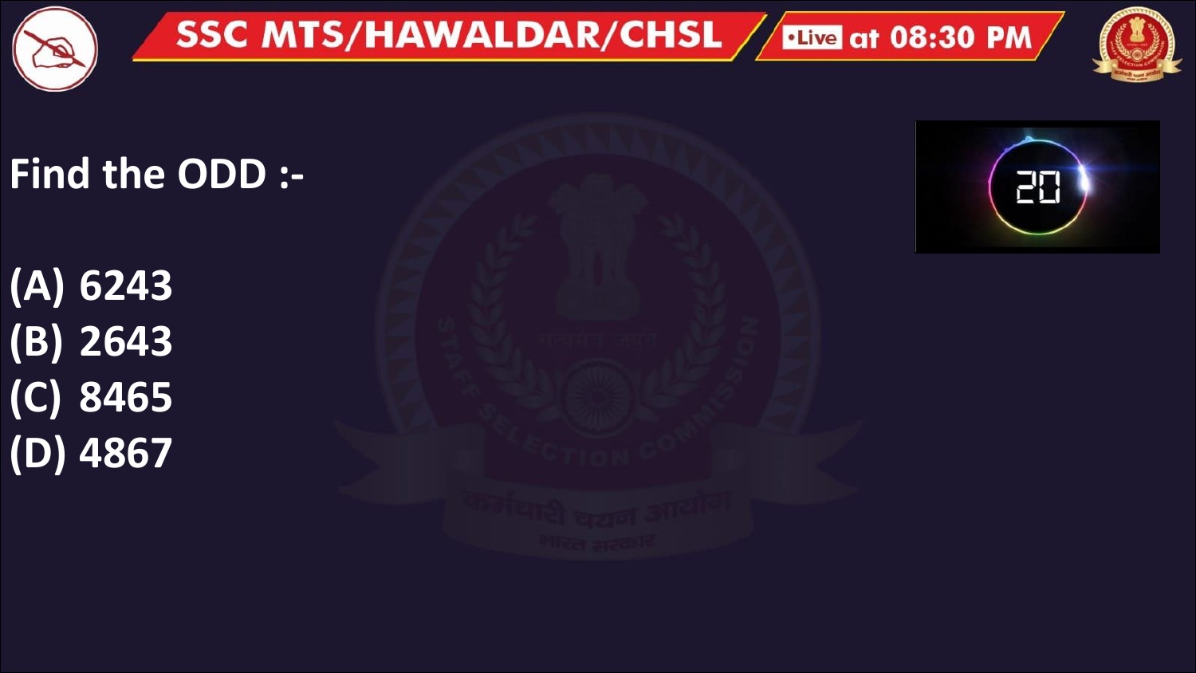Find the ODD :-

(A) 6243
(B) 2643
(C) 8465
(D) 4867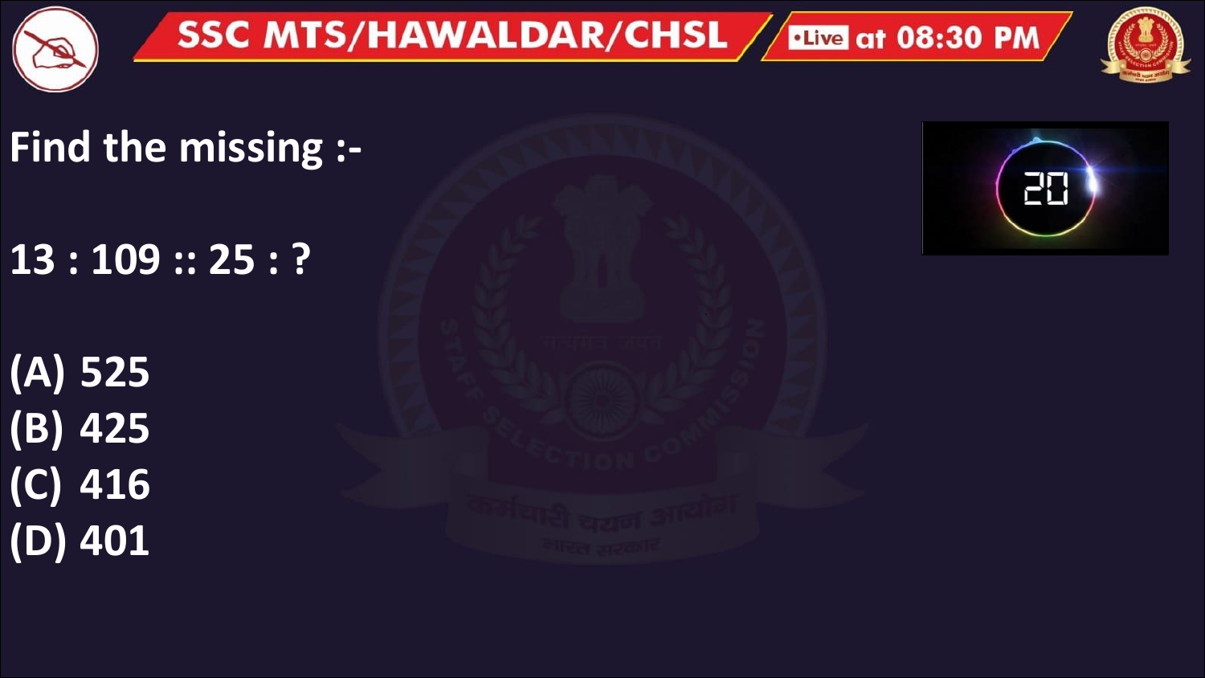Find the missing :-

13 : 109 :: 25 : ?

(A) 525
(B) 425
(C) 416
(D) 401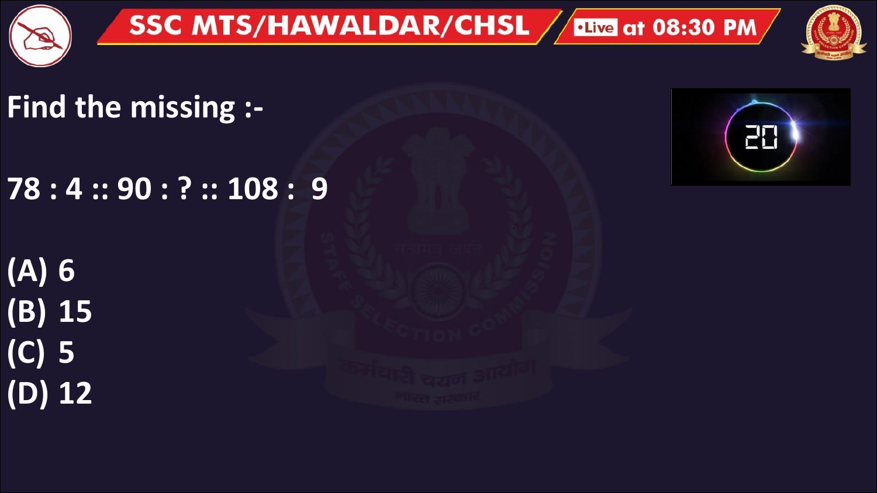Find the missing :-

78 : 4 :: 90 : ? :: 108 : 9

(A) 6
(B) 15
(C) 5
(D) 12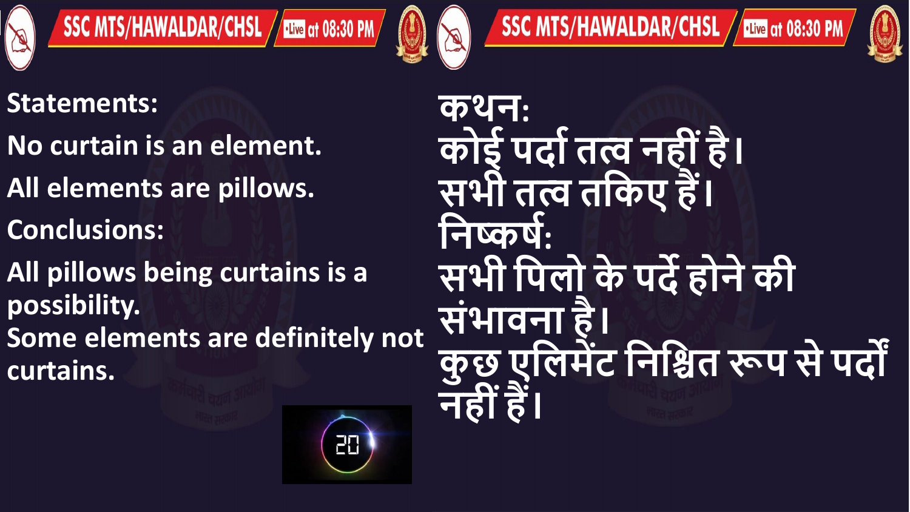**Statements:**

No curtain is an element.

All elements are pillows.

**Conclusions:**

All pillows being curtains is a possibility.

Some elements are definitely not curtains.

**कथन:**

कोई पर्दा तत्व नहीं है।

सभी तत्व तकिए हैं।

**निष्कर्ष:**

सभी पिलो के पर्दे होने की संभावना है।

कुछ एलिमेंट निश्चित रूप से पर्दों नहीं हैं।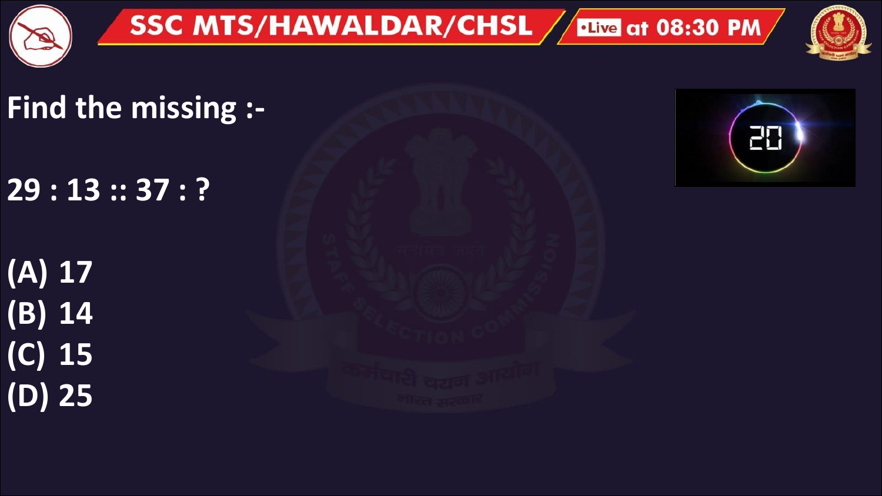Find the missing :-

29 : 13 :: 37 : ?

(A) 17
(B) 14
(C) 15
(D) 25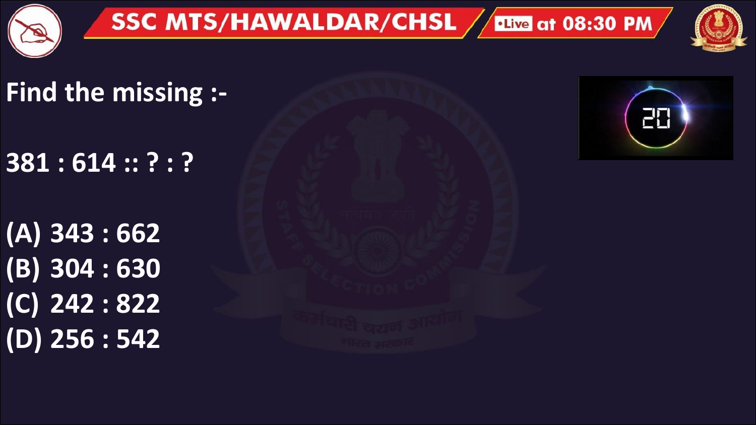Find the missing :-

381 : 614 :: ? : ?

(A) 343 : 662
(B) 304 : 630
(C) 242 : 822
(D) 256 : 542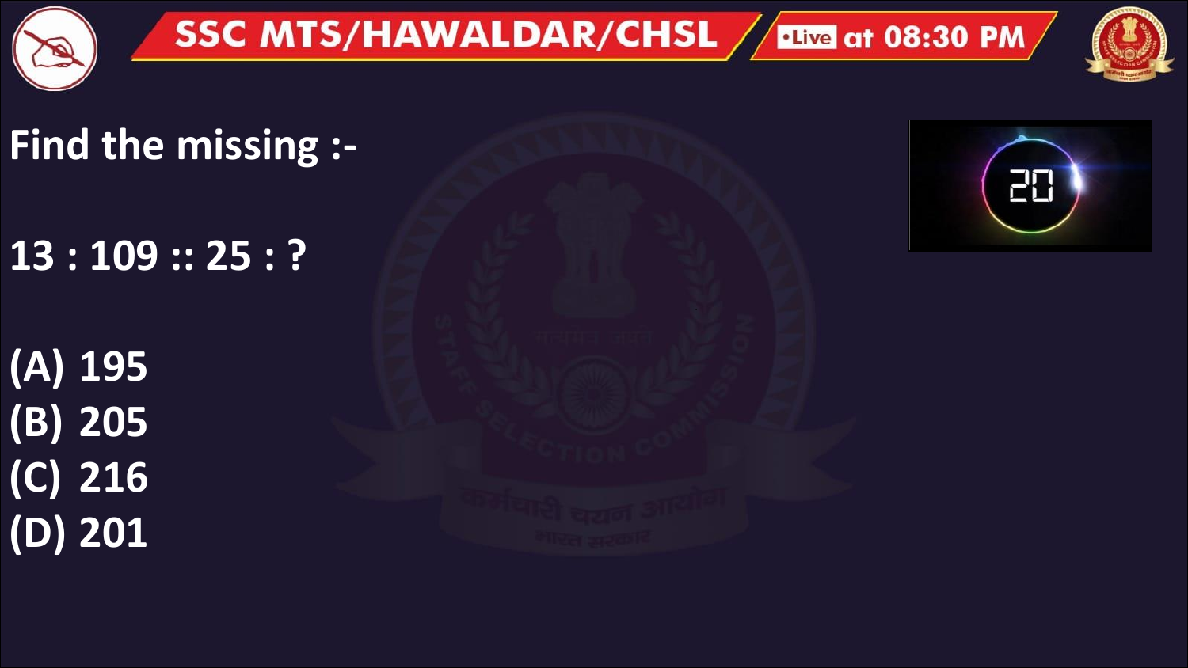Find the missing :-

13 : 109 :: 25 : ?

(A) 195
(B) 205
(C) 216
(D) 201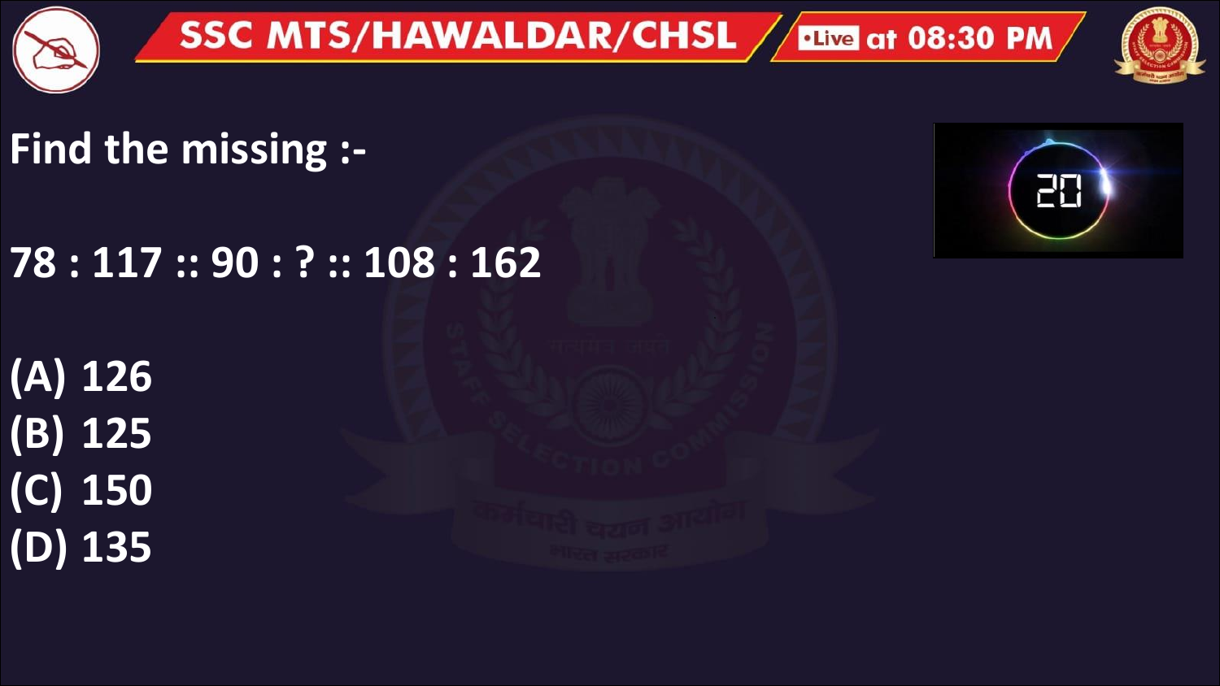Find the missing :-

78 : 117 :: 90 : ? :: 108 : 162

(A) 126

(B) 125

(C) 150

(D) 135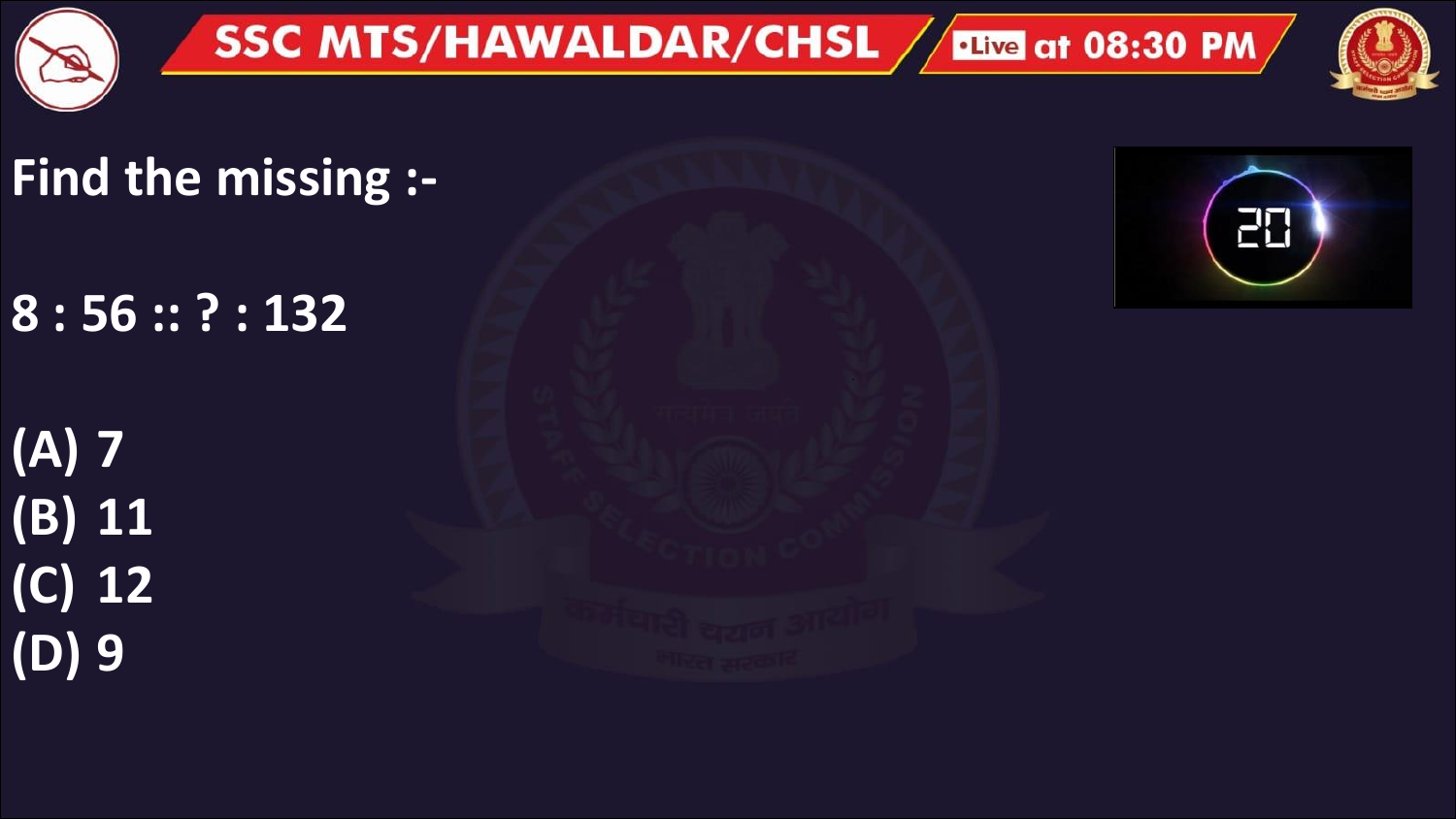Find the missing :-

8 : 56 :: ? : 132

(A) 7
(B) 11
(C) 12
(D) 9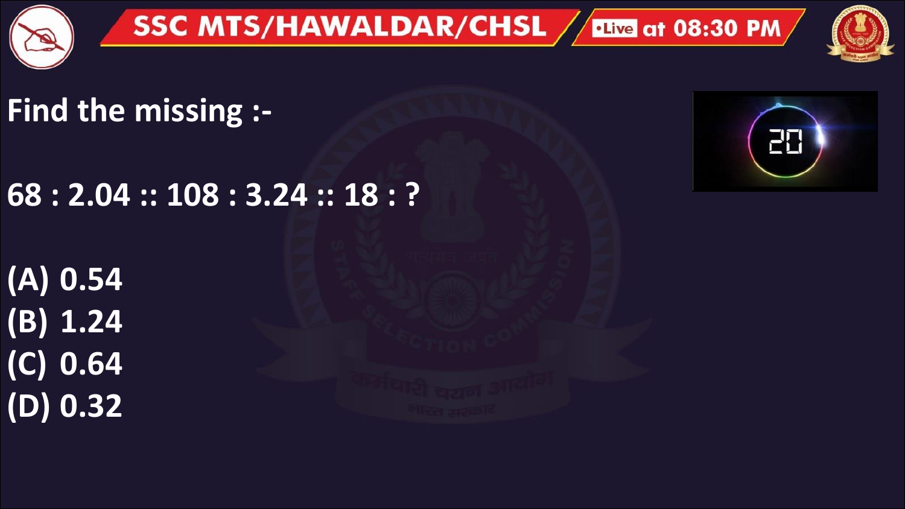Find the missing :-

68 : 2.04 :: 108 : 3.24 :: 18 : ?

(A) 0.54
(B) 1.24
(C) 0.64
(D) 0.32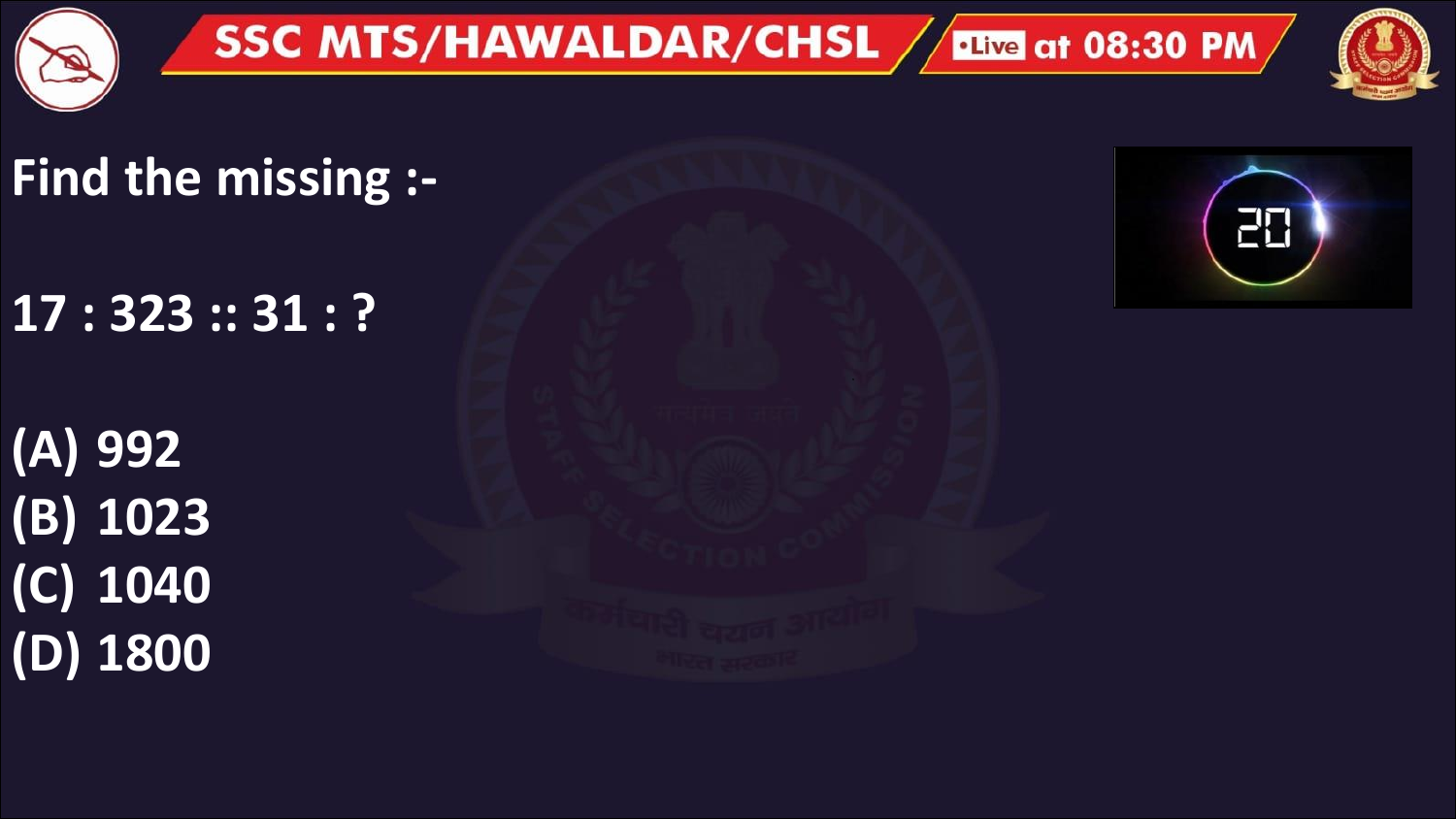Find the missing :-

17 : 323 :: 31 : ?

(A) 992
(B) 1023
(C) 1040
(D) 1800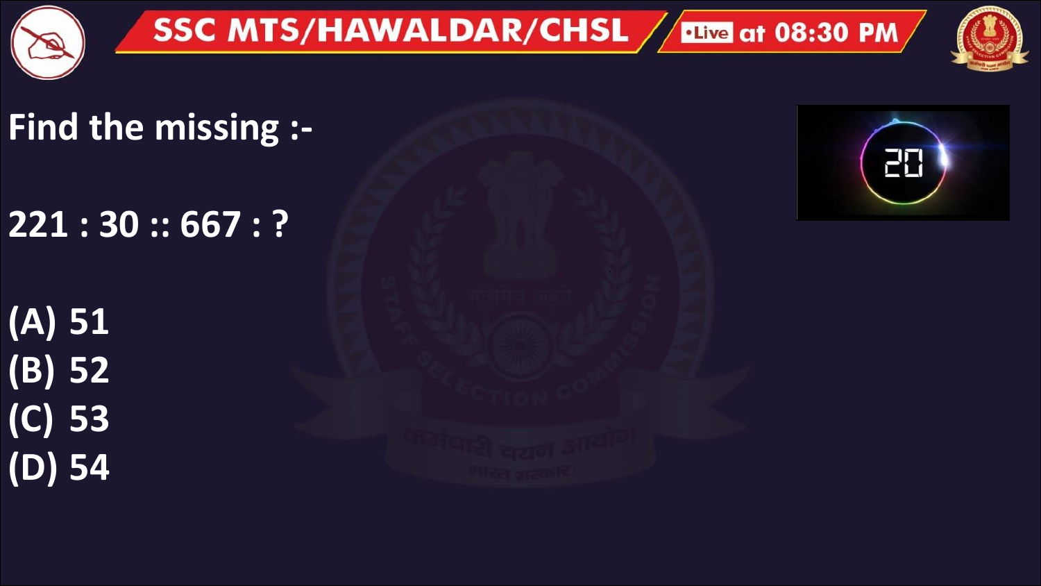Find the missing :-

221 : 30 :: 667 : ?

(A) 51
(B) 52
(C) 53
(D) 54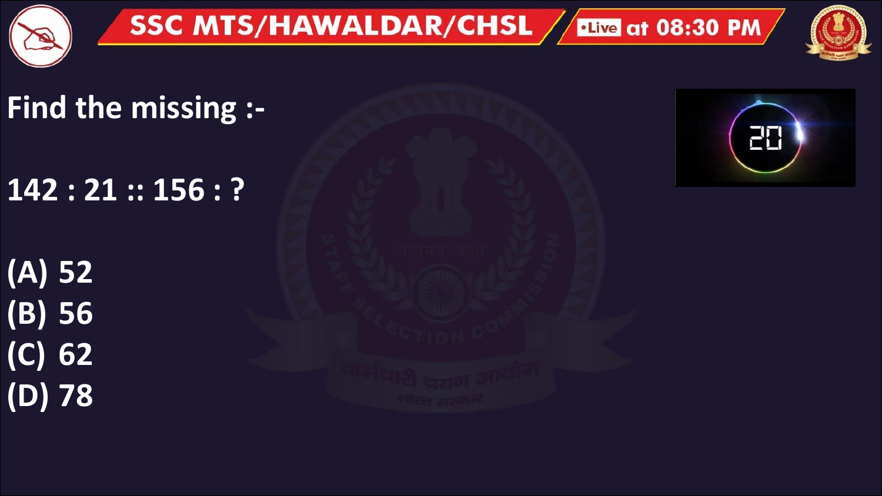Find the missing :-

142 : 21 :: 156 : ?

(A) 52
(B) 56
(C) 62
(D) 78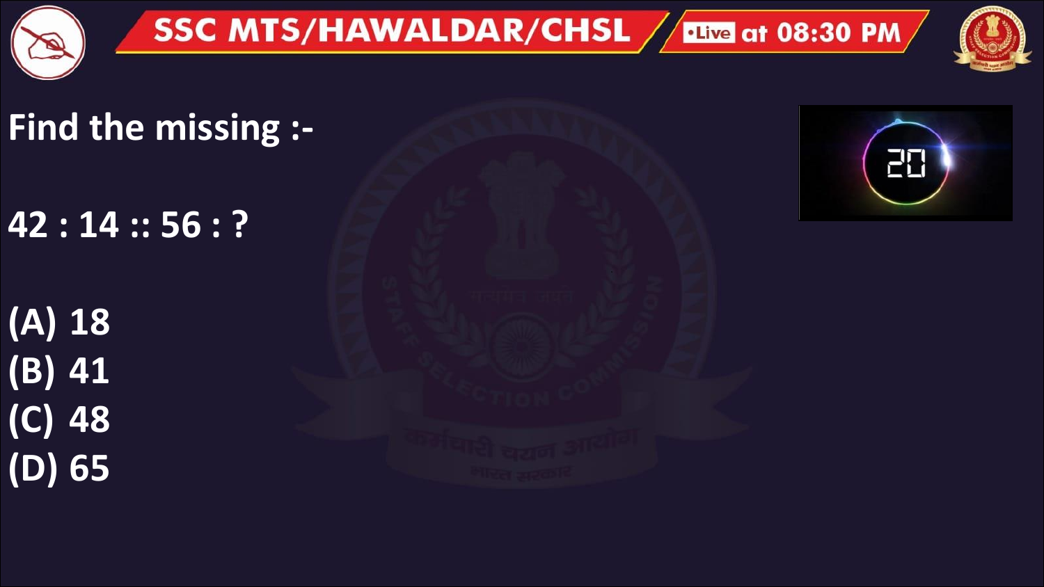Find the missing :-

42 : 14 :: 56 : ?

(A) 18
(B) 41
(C) 48
(D) 65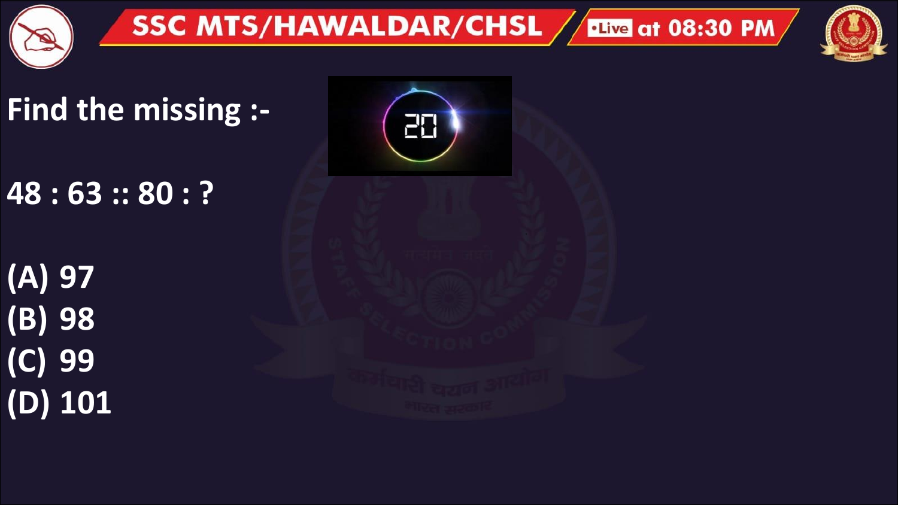Find the missing :-

48 : 63 :: 80 : ?

(A) 97
(B) 98
(C) 99
(D) 101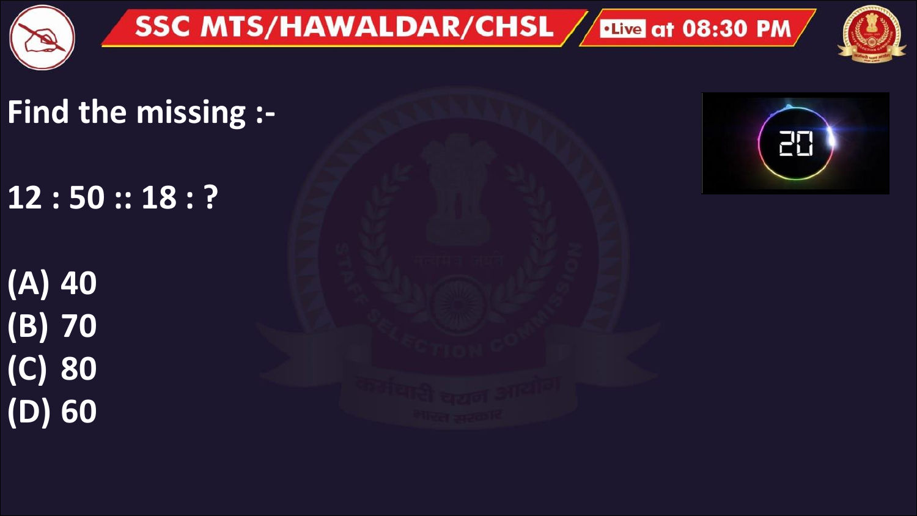Find the missing :-

12 : 50 :: 18 : ?

(A) 40
(B) 70
(C) 80
(D) 60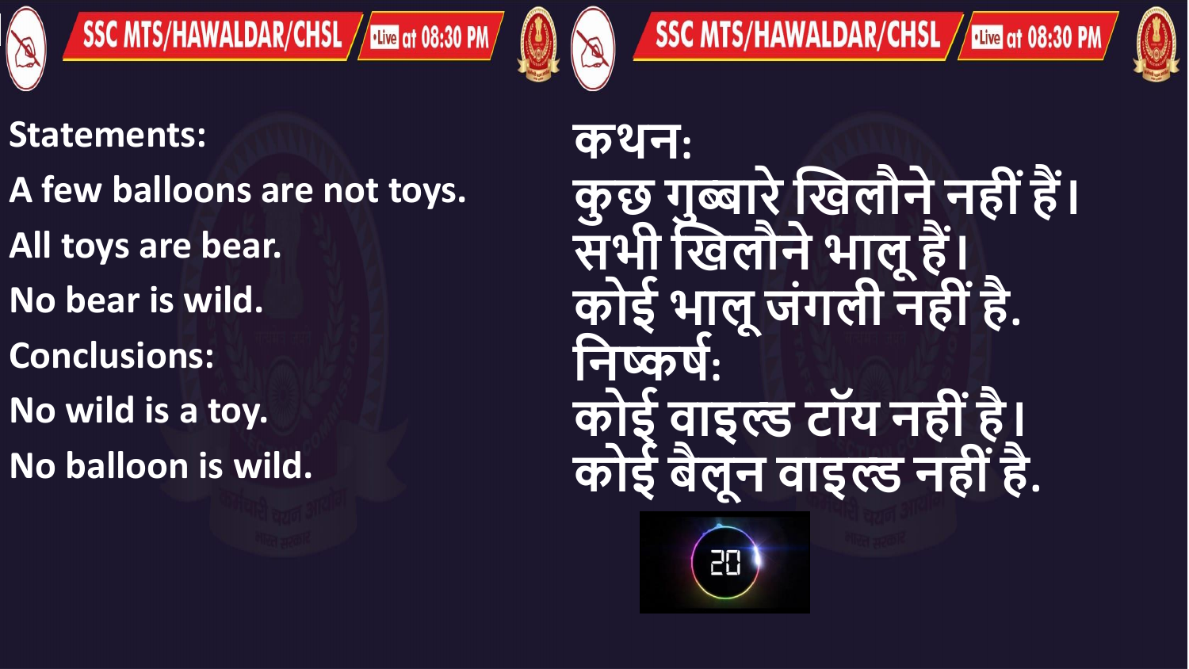Statements:

A few balloons are not toys.

All toys are bear.

No bear is wild.

Conclusions:

No wild is a toy.

No balloon is wild.

कथन:

कुछ गुब्बारे खिलौने नहीं हैं।

सभी खिलौने भालू हैं।

कोई भालू जंगली नहीं है.

निष्कर्ष:

कोई वाइल्ड टॉय नहीं है।

कोई बैलून वाइल्ड नहीं है.